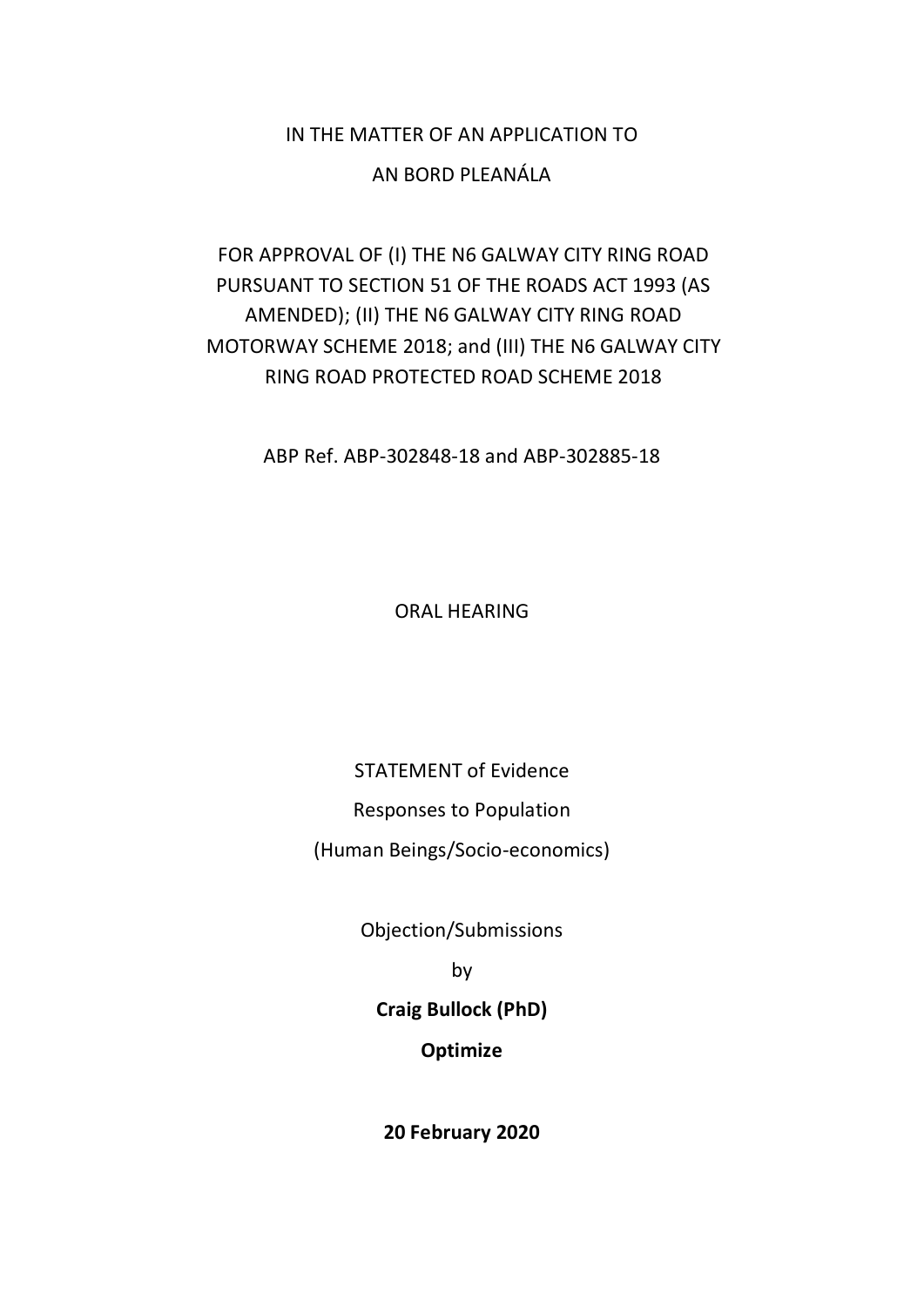IN THE MATTER OF AN APPLICATION TO

AN BORD PLEANÁLA

FOR APPROVAL OF (I) THE N6 GALWAY CITY RING ROAD PURSUANT TO SECTION 51 OF THE ROADS ACT 1993 (AS AMENDED); (II) THE N6 GALWAY CITY RING ROAD MOTORWAY SCHEME 2018; and (III) THE N6 GALWAY CITY RING ROAD PROTECTED ROAD SCHEME 2018

ABP Ref. ABP-302848-18 and ABP-302885-18

ORAL HEARING

STATEMENT of Evidence

Responses to Population

(Human Beings/Socio-economics)

Objection/Submissions

by

**Craig Bullock (PhD)**

**Optimize**

**20 February 2020**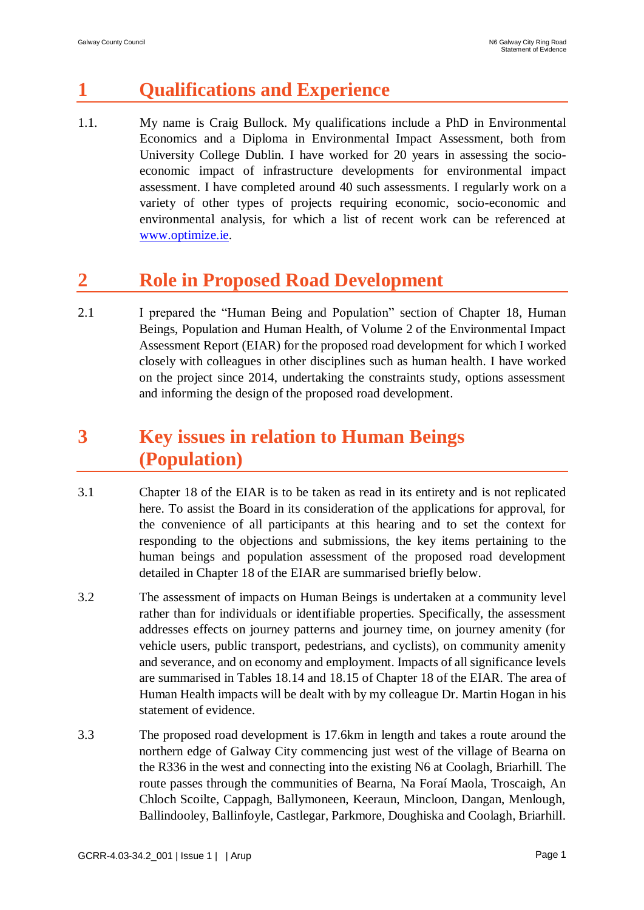# 1 Qualifications and Experience

1.1. My name is Craig Bullock. My qualifications include a PhD in Environmental Economics and a Diploma in Environmental Impact Assessment, both from University College Dublin. I have worked for 20 years in assessing the socio-economic impact of infrastructure developments for environmental impact assessment. I have completed around 40 such assessments. I regularly work on a variety of other types of projects requiring economic, socio-economic and environmental analysis, for which a list of recent work can be referenced at [www.optimize.ie](http://www.optimize.ie).

# 2 Role in Proposed Road Development

2.1 I prepared the "Human Being and Population" section of Chapter 18, Human Beings, Population and Human Health, of Volume 2 of the Environmental Impact Assessment Report (EIAR) for the proposed road development for which I worked closely with colleagues in other disciplines such as human health. I have worked on the project since 2014, undertaking the constraints study, options assessment and informing the design of the proposed road development.

# 3 Key issues in relation to Human Beings (Population)

3.1 Chapter 18 of the EIAR is to be taken as read in its entirety and is not replicated here. To assist the Board in its consideration of the applications for approval, for the convenience of all participants at this hearing and to set the context for responding to the objections and submissions, the key items pertaining to the human beings and population assessment of the proposed road development detailed in Chapter 18 of the EIAR are summarised briefly below.

3.2 The assessment of impacts on Human Beings is undertaken at a community level rather than for individuals or identifiable properties. Specifically, the assessment addresses effects on journey patterns and journey time, on journey amenity (for vehicle users, public transport, pedestrians, and cyclists), on community amenity and severance, and on economy and employment. Impacts of all significance levels are summarised in Tables 18.14 and 18.15 of Chapter 18 of the EIAR. The area of Human Health impacts will be dealt with by my colleague Dr. Martin Hogan in his statement of evidence.

3.3 The proposed road development is 17.6km in length and takes a route around the northern edge of Galway City commencing just west of the village of Bearna on the R336 in the west and connecting into the existing N6 at Coolagh, Briarhill. The route passes through the communities of Bearna, Na Foraí Maola, Troscaigh, An Chloch Scoilte, Cappagh, Ballymoneen, Keeraun, Mincloon, Dangan, Menlough, Ballindooley, Ballinfoyle, Castlegar, Parkmore, Doughiska and Coolagh, Briarhill.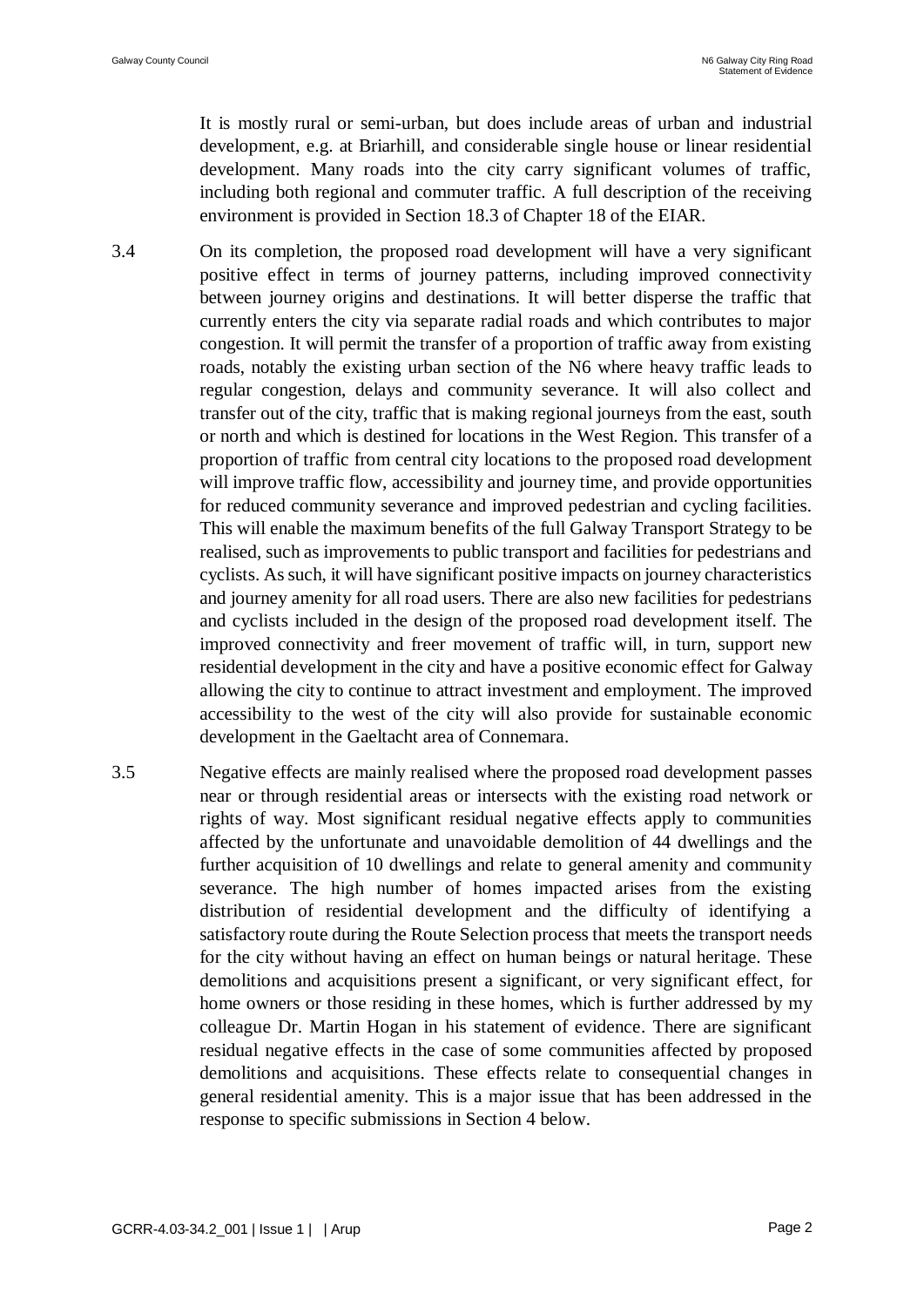It is mostly rural or semi-urban, but does include areas of urban and industrial development, e.g. at Briarhill, and considerable single house or linear residential development. Many roads into the city carry significant volumes of traffic, including both regional and commuter traffic. A full description of the receiving environment is provided in Section 18.3 of Chapter 18 of the EIAR.

3.4 On its completion, the proposed road development will have a very significant positive effect in terms of journey patterns, including improved connectivity between journey origins and destinations. It will better disperse the traffic that currently enters the city via separate radial roads and which contributes to major congestion. It will permit the transfer of a proportion of traffic away from existing roads, notably the existing urban section of the N6 where heavy traffic leads to regular congestion, delays and community severance. It will also collect and transfer out of the city, traffic that is making regional journeys from the east, south or north and which is destined for locations in the West Region. This transfer of a proportion of traffic from central city locations to the proposed road development will improve traffic flow, accessibility and journey time, and provide opportunities for reduced community severance and improved pedestrian and cycling facilities. This will enable the maximum benefits of the full Galway Transport Strategy to be realised, such as improvements to public transport and facilities for pedestrians and cyclists. As such, it will have significant positive impacts on journey characteristics and journey amenity for all road users. There are also new facilities for pedestrians and cyclists included in the design of the proposed road development itself. The improved connectivity and freer movement of traffic will, in turn, support new residential development in the city and have a positive economic effect for Galway allowing the city to continue to attract investment and employment. The improved accessibility to the west of the city will also provide for sustainable economic development in the Gaeltacht area of Connemara.

3.5 Negative effects are mainly realised where the proposed road development passes near or through residential areas or intersects with the existing road network or rights of way. Most significant residual negative effects apply to communities affected by the unfortunate and unavoidable demolition of 44 dwellings and the further acquisition of 10 dwellings and relate to general amenity and community severance. The high number of homes impacted arises from the existing distribution of residential development and the difficulty of identifying a satisfactory route during the Route Selection process that meets the transport needs for the city without having an effect on human beings or natural heritage. These demolitions and acquisitions present a significant, or very significant effect, for home owners or those residing in these homes, which is further addressed by my colleague Dr. Martin Hogan in his statement of evidence. There are significant residual negative effects in the case of some communities affected by proposed demolitions and acquisitions. These effects relate to consequential changes in general residential amenity. This is a major issue that has been addressed in the response to specific submissions in Section 4 below.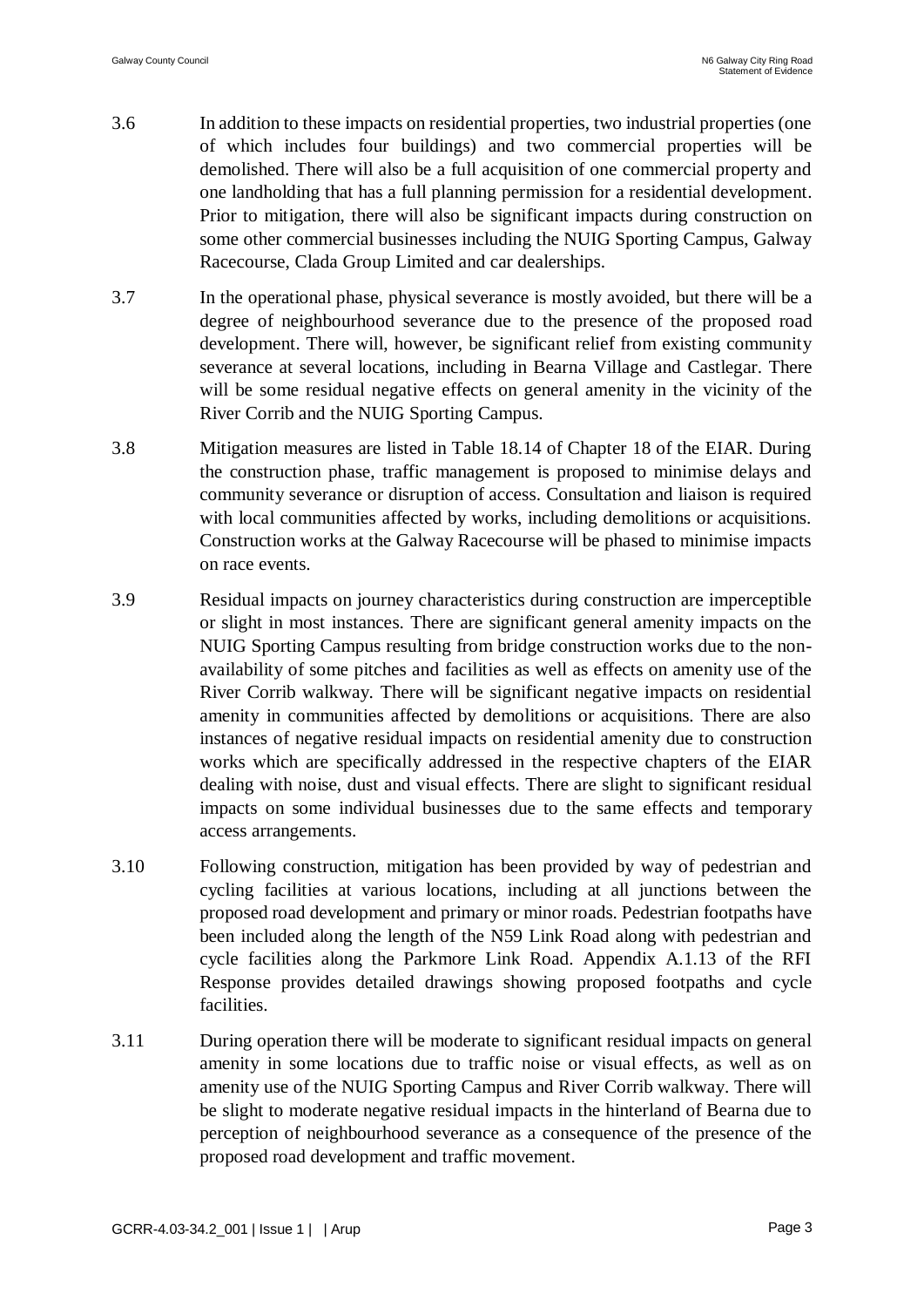3.6 In addition to these impacts on residential properties, two industrial properties (one of which includes four buildings) and two commercial properties will be demolished. There will also be a full acquisition of one commercial property and one landholding that has a full planning permission for a residential development. Prior to mitigation, there will also be significant impacts during construction on some other commercial businesses including the NUIG Sporting Campus, Galway Racecourse, Clada Group Limited and car dealerships.

3.7 In the operational phase, physical severance is mostly avoided, but there will be a degree of neighbourhood severance due to the presence of the proposed road development. There will, however, be significant relief from existing community severance at several locations, including in Bearna Village and Castlegar. There will be some residual negative effects on general amenity in the vicinity of the River Corrib and the NUIG Sporting Campus.

3.8 Mitigation measures are listed in Table 18.14 of Chapter 18 of the EIAR. During the construction phase, traffic management is proposed to minimise delays and community severance or disruption of access. Consultation and liaison is required with local communities affected by works, including demolitions or acquisitions. Construction works at the Galway Racecourse will be phased to minimise impacts on race events.

3.9 Residual impacts on journey characteristics during construction are imperceptible or slight in most instances. There are significant general amenity impacts on the NUIG Sporting Campus resulting from bridge construction works due to the non-availability of some pitches and facilities as well as effects on amenity use of the River Corrib walkway. There will be significant negative impacts on residential amenity in communities affected by demolitions or acquisitions. There are also instances of negative residual impacts on residential amenity due to construction works which are specifically addressed in the respective chapters of the EIAR dealing with noise, dust and visual effects. There are slight to significant residual impacts on some individual businesses due to the same effects and temporary access arrangements.

3.10 Following construction, mitigation has been provided by way of pedestrian and cycling facilities at various locations, including at all junctions between the proposed road development and primary or minor roads. Pedestrian footpaths have been included along the length of the N59 Link Road along with pedestrian and cycle facilities along the Parkmore Link Road. Appendix A.1.13 of the RFI Response provides detailed drawings showing proposed footpaths and cycle facilities.

3.11 During operation there will be moderate to significant residual impacts on general amenity in some locations due to traffic noise or visual effects, as well as on amenity use of the NUIG Sporting Campus and River Corrib walkway. There will be slight to moderate negative residual impacts in the hinterland of Bearna due to perception of neighbourhood severance as a consequence of the presence of the proposed road development and traffic movement.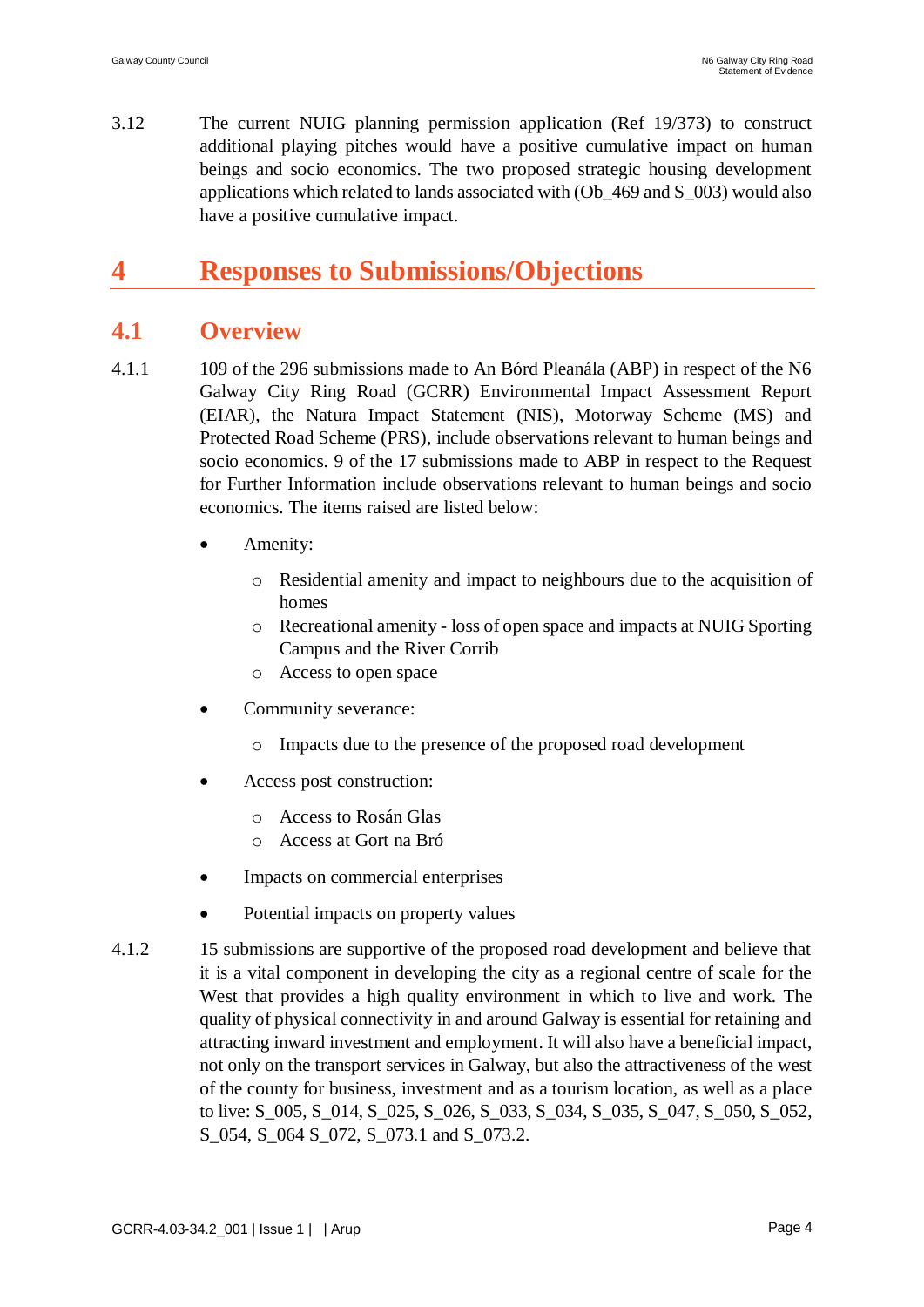3.12 The current NUIG planning permission application (Ref 19/373) to construct additional playing pitches would have a positive cumulative impact on human beings and socio economics. The two proposed strategic housing development applications which related to lands associated with (Ob_469 and S_003) would also have a positive cumulative impact.

# 4 Responses to Submissions/Objections

## 4.1 Overview

4.1.1 109 of the 296 submissions made to An Bórd Pleanála (ABP) in respect of the N6 Galway City Ring Road (GCRR) Environmental Impact Assessment Report (EIAR), the Natura Impact Statement (NIS), Motorway Scheme (MS) and Protected Road Scheme (PRS), include observations relevant to human beings and socio economics. 9 of the 17 submissions made to ABP in respect to the Request for Further Information include observations relevant to human beings and socio economics. The items raised are listed below:

- Amenity:
  - Residential amenity and impact to neighbours due to the acquisition of homes
  - Recreational amenity - loss of open space and impacts at NUIG Sporting Campus and the River Corrib
  - Access to open space
- Community severance:
  - Impacts due to the presence of the proposed road development
- Access post construction:
  - Access to Rosán Glas
  - Access at Gort na Bró
- Impacts on commercial enterprises
- Potential impacts on property values

4.1.2 15 submissions are supportive of the proposed road development and believe that it is a vital component in developing the city as a regional centre of scale for the West that provides a high quality environment in which to live and work. The quality of physical connectivity in and around Galway is essential for retaining and attracting inward investment and employment. It will also have a beneficial impact, not only on the transport services in Galway, but also the attractiveness of the west of the county for business, investment and as a tourism location, as well as a place to live: S_005, S_014, S_025, S_026, S_033, S_034, S_035, S_047, S_050, S_052, S_054, S_064 S_072, S_073.1 and S_073.2.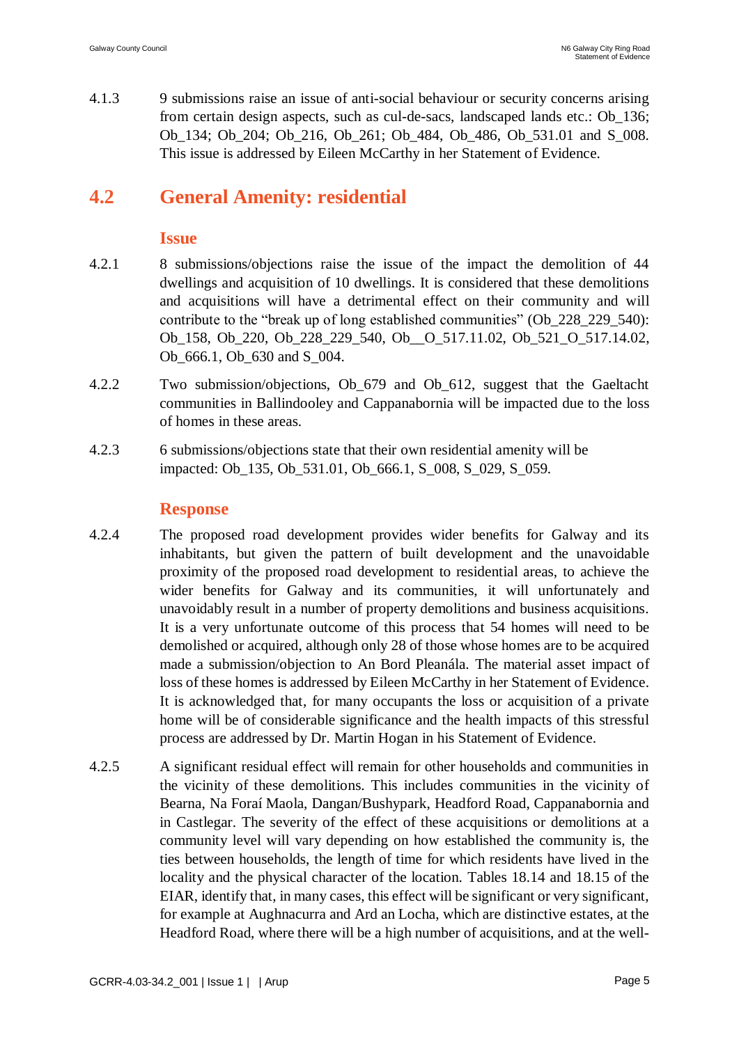4.1.3 9 submissions raise an issue of anti-social behaviour or security concerns arising from certain design aspects, such as cul-de-sacs, landscaped lands etc.: Ob_136; Ob_134; Ob_204; Ob_216, Ob_261; Ob_484, Ob_486, Ob_531.01 and S_008. This issue is addressed by Eileen McCarthy in her Statement of Evidence.

## 4.2 General Amenity: residential

### Issue

4.2.1 8 submissions/objections raise the issue of the impact the demolition of 44 dwellings and acquisition of 10 dwellings. It is considered that these demolitions and acquisitions will have a detrimental effect on their community and will contribute to the "break up of long established communities" (Ob_228_229_540): Ob_158, Ob_220, Ob_228_229_540, Ob__O_517.11.02, Ob_521_O_517.14.02, Ob_666.1, Ob_630 and S_004.

4.2.2 Two submission/objections, Ob_679 and Ob_612, suggest that the Gaeltacht communities in Ballindooley and Cappanabornia will be impacted due to the loss of homes in these areas.

4.2.3 6 submissions/objections state that their own residential amenity will be impacted: Ob_135, Ob_531.01, Ob_666.1, S_008, S_029, S_059.

### Response

4.2.4 The proposed road development provides wider benefits for Galway and its inhabitants, but given the pattern of built development and the unavoidable proximity of the proposed road development to residential areas, to achieve the wider benefits for Galway and its communities, it will unfortunately and unavoidably result in a number of property demolitions and business acquisitions. It is a very unfortunate outcome of this process that 54 homes will need to be demolished or acquired, although only 28 of those whose homes are to be acquired made a submission/objection to An Bord Pleanála. The material asset impact of loss of these homes is addressed by Eileen McCarthy in her Statement of Evidence. It is acknowledged that, for many occupants the loss or acquisition of a private home will be of considerable significance and the health impacts of this stressful process are addressed by Dr. Martin Hogan in his Statement of Evidence.

4.2.5 A significant residual effect will remain for other households and communities in the vicinity of these demolitions. This includes communities in the vicinity of Bearna, Na Foraí Maola, Dangan/Bushypark, Headford Road, Cappanabornia and in Castlegar. The severity of the effect of these acquisitions or demolitions at a community level will vary depending on how established the community is, the ties between households, the length of time for which residents have lived in the locality and the physical character of the location. Tables 18.14 and 18.15 of the EIAR, identify that, in many cases, this effect will be significant or very significant, for example at Aughnacurra and Ard an Locha, which are distinctive estates, at the Headford Road, where there will be a high number of acquisitions, and at the well-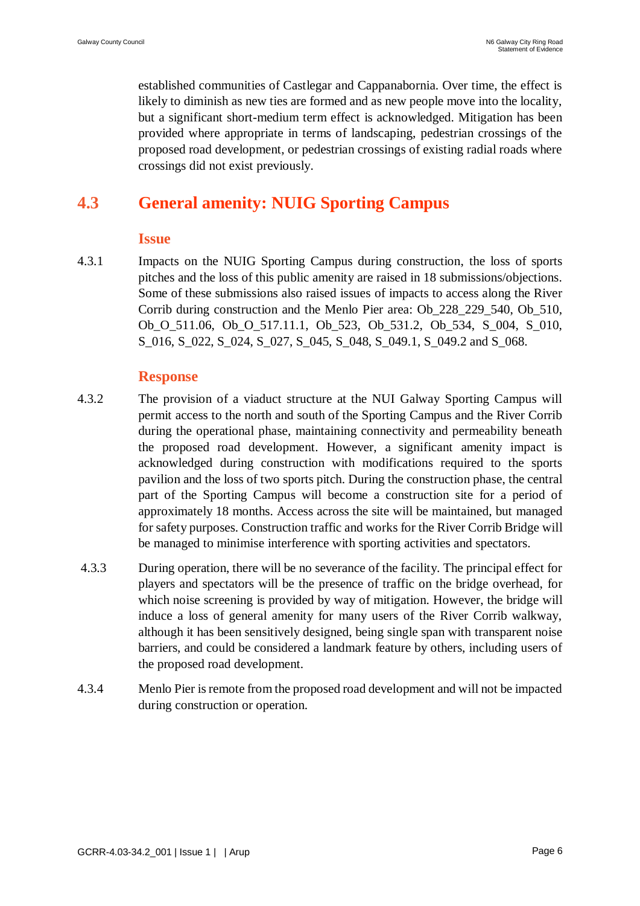established communities of Castlegar and Cappanabornia. Over time, the effect is likely to diminish as new ties are formed and as new people move into the locality, but a significant short-medium term effect is acknowledged. Mitigation has been provided where appropriate in terms of landscaping, pedestrian crossings of the proposed road development, or pedestrian crossings of existing radial roads where crossings did not exist previously.

## 4.3 General amenity: NUIG Sporting Campus

### Issue

4.3.1 Impacts on the NUIG Sporting Campus during construction, the loss of sports pitches and the loss of this public amenity are raised in 18 submissions/objections. Some of these submissions also raised issues of impacts to access along the River Corrib during construction and the Menlo Pier area: Ob_228_229_540, Ob_510, Ob_O_511.06, Ob_O_517.11.1, Ob_523, Ob_531.2, Ob_534, S_004, S_010, S_016, S_022, S_024, S_027, S_045, S_048, S_049.1, S_049.2 and S_068.

### Response

4.3.2 The provision of a viaduct structure at the NUI Galway Sporting Campus will permit access to the north and south of the Sporting Campus and the River Corrib during the operational phase, maintaining connectivity and permeability beneath the proposed road development. However, a significant amenity impact is acknowledged during construction with modifications required to the sports pavilion and the loss of two sports pitch. During the construction phase, the central part of the Sporting Campus will become a construction site for a period of approximately 18 months. Access across the site will be maintained, but managed for safety purposes. Construction traffic and works for the River Corrib Bridge will be managed to minimise interference with sporting activities and spectators.

4.3.3 During operation, there will be no severance of the facility. The principal effect for players and spectators will be the presence of traffic on the bridge overhead, for which noise screening is provided by way of mitigation. However, the bridge will induce a loss of general amenity for many users of the River Corrib walkway, although it has been sensitively designed, being single span with transparent noise barriers, and could be considered a landmark feature by others, including users of the proposed road development.

4.3.4 Menlo Pier is remote from the proposed road development and will not be impacted during construction or operation.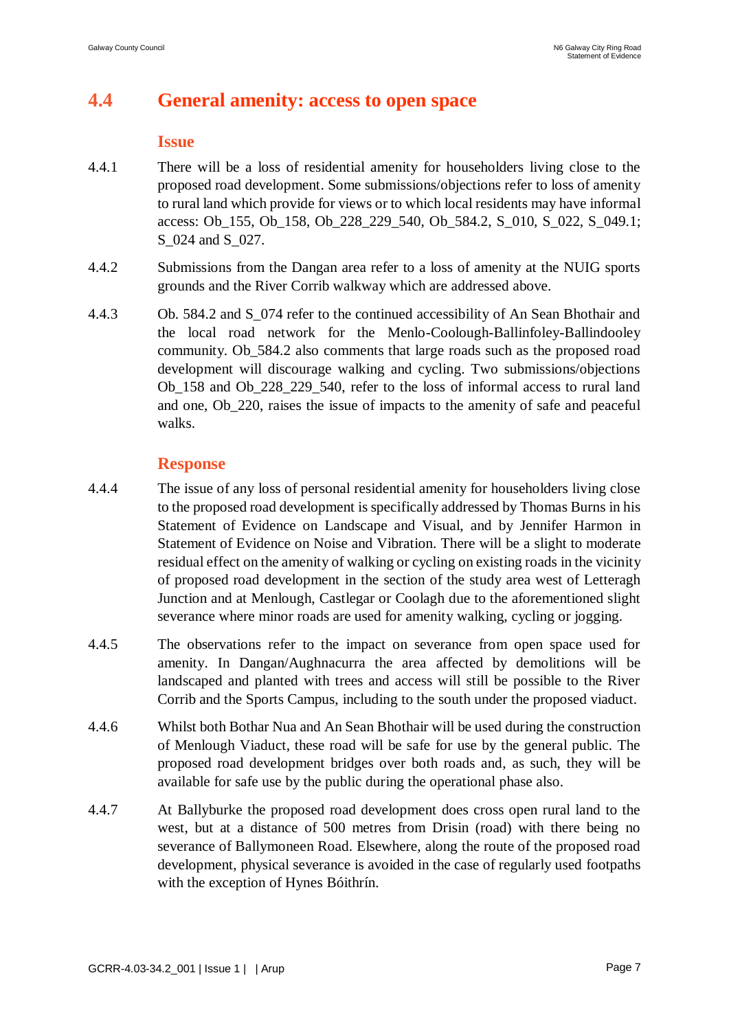## 4.4 General amenity: access to open space

### Issue

4.4.1 There will be a loss of residential amenity for householders living close to the proposed road development. Some submissions/objections refer to loss of amenity to rural land which provide for views or to which local residents may have informal access: Ob_155, Ob_158, Ob_228_229_540, Ob_584.2, S_010, S_022, S_049.1; S_024 and S_027.

4.4.2 Submissions from the Dangan area refer to a loss of amenity at the NUIG sports grounds and the River Corrib walkway which are addressed above.

4.4.3 Ob. 584.2 and S_074 refer to the continued accessibility of An Sean Bhothair and the local road network for the Menlo-Coolough-Ballinfoley-Ballindooley community. Ob_584.2 also comments that large roads such as the proposed road development will discourage walking and cycling. Two submissions/objections Ob_158 and Ob_228_229_540, refer to the loss of informal access to rural land and one, Ob_220, raises the issue of impacts to the amenity of safe and peaceful walks.

### Response

4.4.4 The issue of any loss of personal residential amenity for householders living close to the proposed road development is specifically addressed by Thomas Burns in his Statement of Evidence on Landscape and Visual, and by Jennifer Harmon in Statement of Evidence on Noise and Vibration. There will be a slight to moderate residual effect on the amenity of walking or cycling on existing roads in the vicinity of proposed road development in the section of the study area west of Letteragh Junction and at Menlough, Castlegar or Coolagh due to the aforementioned slight severance where minor roads are used for amenity walking, cycling or jogging.

4.4.5 The observations refer to the impact on severance from open space used for amenity. In Dangan/Aughnacurra the area affected by demolitions will be landscaped and planted with trees and access will still be possible to the River Corrib and the Sports Campus, including to the south under the proposed viaduct.

4.4.6 Whilst both Bothar Nua and An Sean Bhothair will be used during the construction of Menlough Viaduct, these road will be safe for use by the general public. The proposed road development bridges over both roads and, as such, they will be available for safe use by the public during the operational phase also.

4.4.7 At Ballyburke the proposed road development does cross open rural land to the west, but at a distance of 500 metres from Drisin (road) with there being no severance of Ballymoneen Road. Elsewhere, along the route of the proposed road development, physical severance is avoided in the case of regularly used footpaths with the exception of Hynes Bóithrín.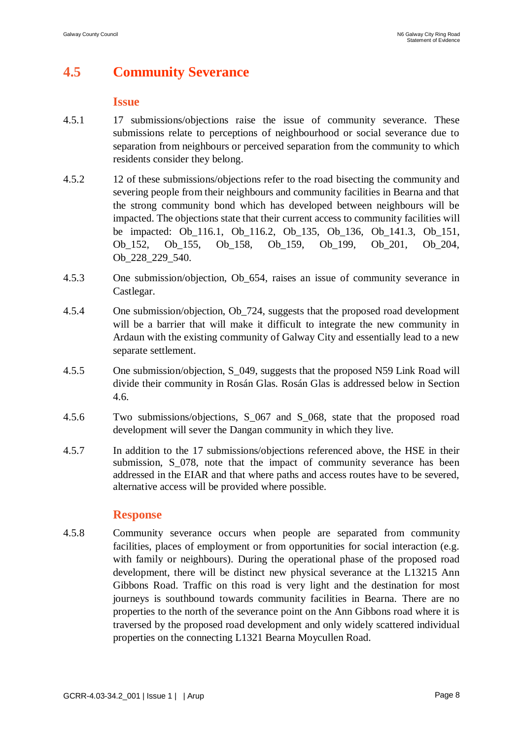## 4.5 Community Severance

### Issue

4.5.1 17 submissions/objections raise the issue of community severance. These submissions relate to perceptions of neighbourhood or social severance due to separation from neighbours or perceived separation from the community to which residents consider they belong.

4.5.2 12 of these submissions/objections refer to the road bisecting the community and severing people from their neighbours and community facilities in Bearna and that the strong community bond which has developed between neighbours will be impacted. The objections state that their current access to community facilities will be impacted: Ob_116.1, Ob_116.2, Ob_135, Ob_136, Ob_141.3, Ob_151, Ob_152, Ob_155, Ob_158, Ob_159, Ob_199, Ob_201, Ob_204, Ob_228_229_540.

4.5.3 One submission/objection, Ob_654, raises an issue of community severance in Castlegar.

4.5.4 One submission/objection, Ob_724, suggests that the proposed road development will be a barrier that will make it difficult to integrate the new community in Ardaun with the existing community of Galway City and essentially lead to a new separate settlement.

4.5.5 One submission/objection, S_049, suggests that the proposed N59 Link Road will divide their community in Rosán Glas. Rosán Glas is addressed below in Section 4.6.

4.5.6 Two submissions/objections, S_067 and S_068, state that the proposed road development will sever the Dangan community in which they live.

4.5.7 In addition to the 17 submissions/objections referenced above, the HSE in their submission, S_078, note that the impact of community severance has been addressed in the EIAR and that where paths and access routes have to be severed, alternative access will be provided where possible.

### Response

4.5.8 Community severance occurs when people are separated from community facilities, places of employment or from opportunities for social interaction (e.g. with family or neighbours). During the operational phase of the proposed road development, there will be distinct new physical severance at the L13215 Ann Gibbons Road. Traffic on this road is very light and the destination for most journeys is southbound towards community facilities in Bearna. There are no properties to the north of the severance point on the Ann Gibbons road where it is traversed by the proposed road development and only widely scattered individual properties on the connecting L1321 Bearna Moycullen Road.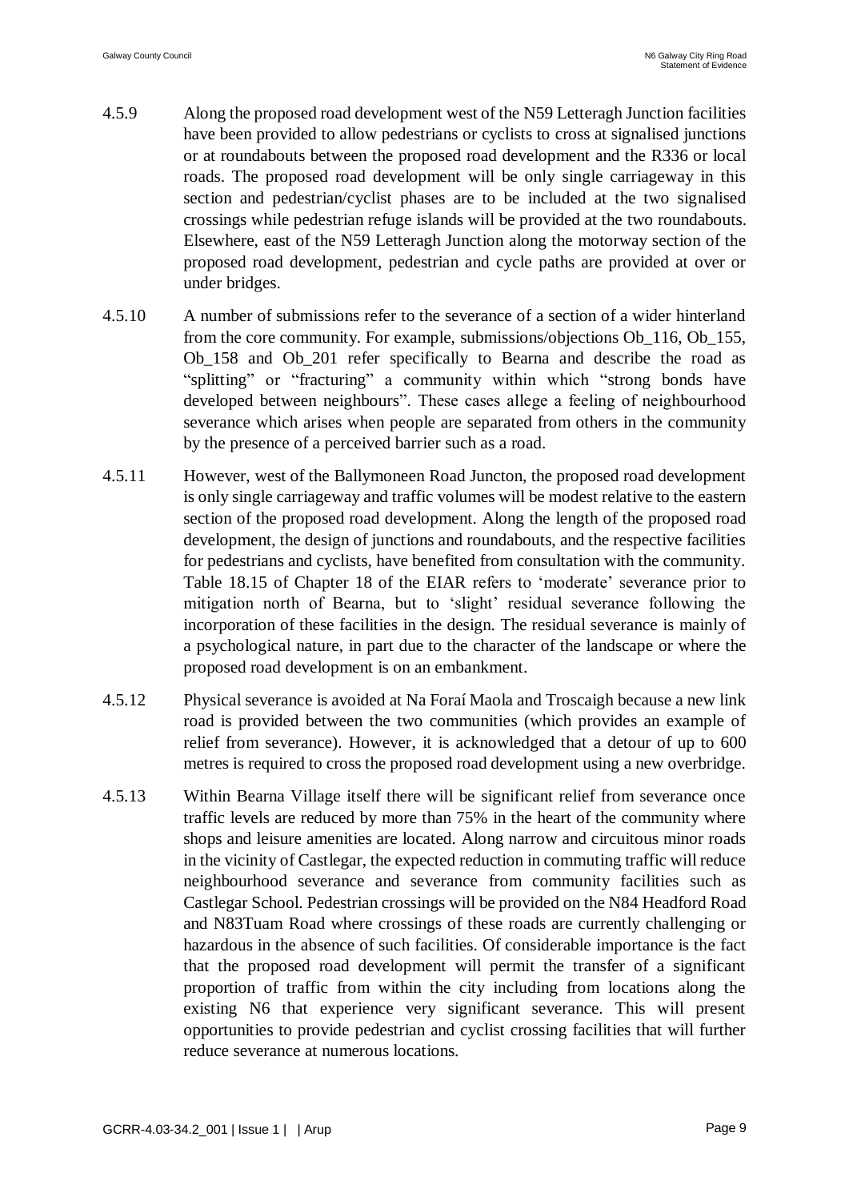4.5.9 Along the proposed road development west of the N59 Letteragh Junction facilities have been provided to allow pedestrians or cyclists to cross at signalised junctions or at roundabouts between the proposed road development and the R336 or local roads. The proposed road development will be only single carriageway in this section and pedestrian/cyclist phases are to be included at the two signalised crossings while pedestrian refuge islands will be provided at the two roundabouts. Elsewhere, east of the N59 Letteragh Junction along the motorway section of the proposed road development, pedestrian and cycle paths are provided at over or under bridges.

4.5.10 A number of submissions refer to the severance of a section of a wider hinterland from the core community. For example, submissions/objections Ob_116, Ob_155, Ob_158 and Ob_201 refer specifically to Bearna and describe the road as "splitting" or "fracturing" a community within which "strong bonds have developed between neighbours". These cases allege a feeling of neighbourhood severance which arises when people are separated from others in the community by the presence of a perceived barrier such as a road.

4.5.11 However, west of the Ballymoneen Road Juncton, the proposed road development is only single carriageway and traffic volumes will be modest relative to the eastern section of the proposed road development. Along the length of the proposed road development, the design of junctions and roundabouts, and the respective facilities for pedestrians and cyclists, have benefited from consultation with the community. Table 18.15 of Chapter 18 of the EIAR refers to 'moderate' severance prior to mitigation north of Bearna, but to 'slight' residual severance following the incorporation of these facilities in the design. The residual severance is mainly of a psychological nature, in part due to the character of the landscape or where the proposed road development is on an embankment.

4.5.12 Physical severance is avoided at Na Foraí Maola and Troscaigh because a new link road is provided between the two communities (which provides an example of relief from severance). However, it is acknowledged that a detour of up to 600 metres is required to cross the proposed road development using a new overbridge.

4.5.13 Within Bearna Village itself there will be significant relief from severance once traffic levels are reduced by more than 75% in the heart of the community where shops and leisure amenities are located. Along narrow and circuitous minor roads in the vicinity of Castlegar, the expected reduction in commuting traffic will reduce neighbourhood severance and severance from community facilities such as Castlegar School. Pedestrian crossings will be provided on the N84 Headford Road and N83Tuam Road where crossings of these roads are currently challenging or hazardous in the absence of such facilities. Of considerable importance is the fact that the proposed road development will permit the transfer of a significant proportion of traffic from within the city including from locations along the existing N6 that experience very significant severance. This will present opportunities to provide pedestrian and cyclist crossing facilities that will further reduce severance at numerous locations.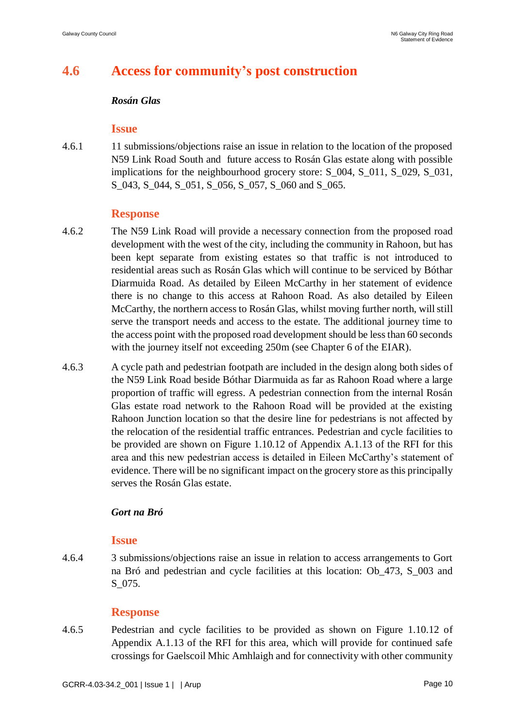## 4.6 Access for community's post construction

***Rosán Glas***

### Issue

4.6.1 11 submissions/objections raise an issue in relation to the location of the proposed N59 Link Road South and future access to Rosán Glas estate along with possible implications for the neighbourhood grocery store: S_004, S_011, S_029, S_031, S_043, S_044, S_051, S_056, S_057, S_060 and S_065.

### Response

4.6.2 The N59 Link Road will provide a necessary connection from the proposed road development with the west of the city, including the community in Rahoon, but has been kept separate from existing estates so that traffic is not introduced to residential areas such as Rosán Glas which will continue to be serviced by Bóthar Diarmuida Road. As detailed by Eileen McCarthy in her statement of evidence there is no change to this access at Rahoon Road. As also detailed by Eileen McCarthy, the northern access to Rosán Glas, whilst moving further north, will still serve the transport needs and access to the estate. The additional journey time to the access point with the proposed road development should be less than 60 seconds with the journey itself not exceeding 250m (see Chapter 6 of the EIAR).

4.6.3 A cycle path and pedestrian footpath are included in the design along both sides of the N59 Link Road beside Bóthar Diarmuida as far as Rahoon Road where a large proportion of traffic will egress. A pedestrian connection from the internal Rosán Glas estate road network to the Rahoon Road will be provided at the existing Rahoon Junction location so that the desire line for pedestrians is not affected by the relocation of the residential traffic entrances. Pedestrian and cycle facilities to be provided are shown on Figure 1.10.12 of Appendix A.1.13 of the RFI for this area and this new pedestrian access is detailed in Eileen McCarthy's statement of evidence. There will be no significant impact on the grocery store as this principally serves the Rosán Glas estate.

***Gort na Bró***

### Issue

4.6.4 3 submissions/objections raise an issue in relation to access arrangements to Gort na Bró and pedestrian and cycle facilities at this location: Ob_473, S_003 and S_075.

### Response

4.6.5 Pedestrian and cycle facilities to be provided as shown on Figure 1.10.12 of Appendix A.1.13 of the RFI for this area, which will provide for continued safe crossings for Gaelscoil Mhic Amhlaigh and for connectivity with other community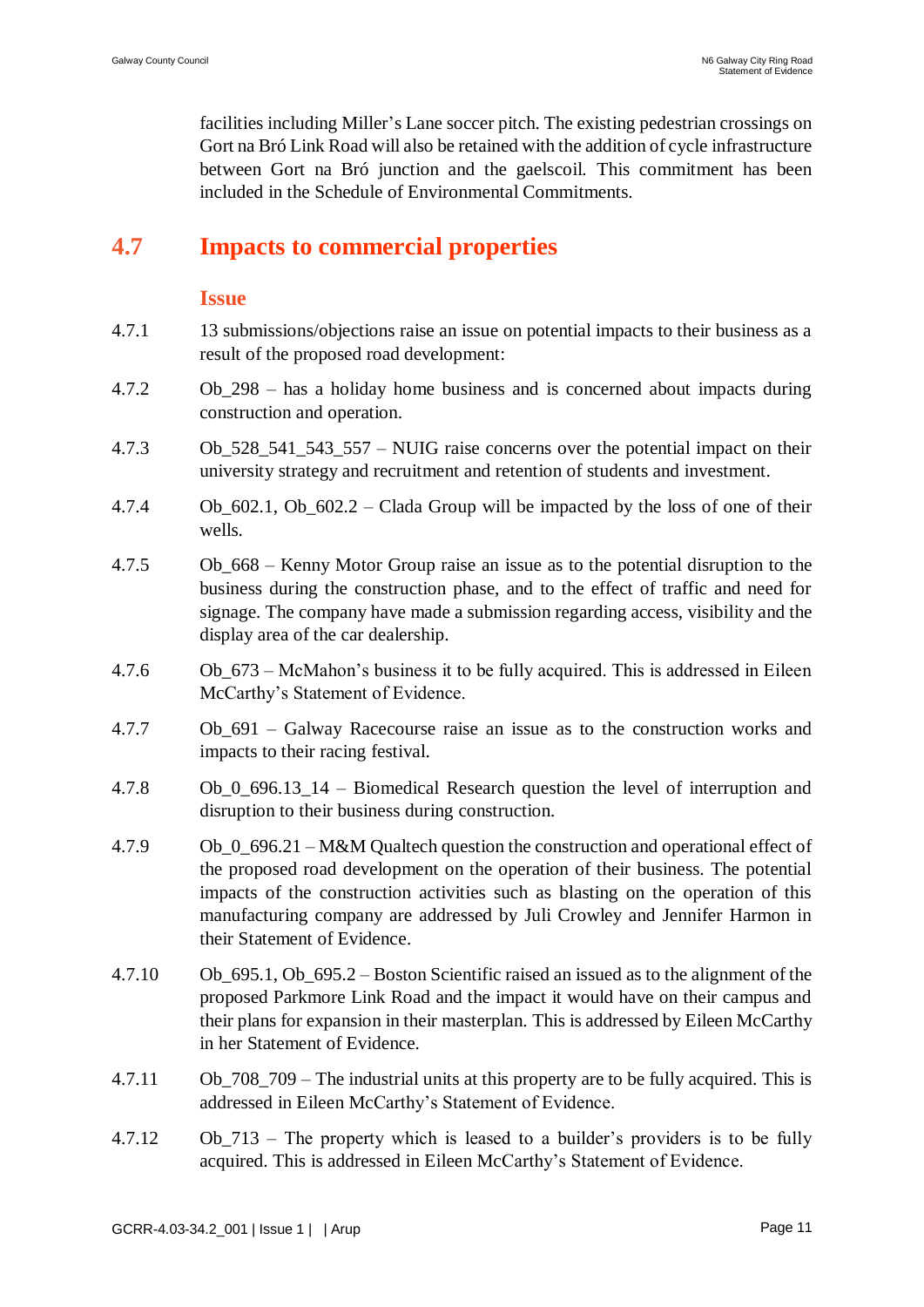facilities including Miller's Lane soccer pitch. The existing pedestrian crossings on Gort na Bró Link Road will also be retained with the addition of cycle infrastructure between Gort na Bró junction and the gaelscoil. This commitment has been included in the Schedule of Environmental Commitments.

## 4.7 Impacts to commercial properties

### Issue

4.7.1 13 submissions/objections raise an issue on potential impacts to their business as a result of the proposed road development:

4.7.2 Ob_298 – has a holiday home business and is concerned about impacts during construction and operation.

4.7.3 Ob_528_541_543_557 – NUIG raise concerns over the potential impact on their university strategy and recruitment and retention of students and investment.

4.7.4 Ob_602.1, Ob_602.2 – Clada Group will be impacted by the loss of one of their wells.

4.7.5 Ob_668 – Kenny Motor Group raise an issue as to the potential disruption to the business during the construction phase, and to the effect of traffic and need for signage. The company have made a submission regarding access, visibility and the display area of the car dealership.

4.7.6 Ob_673 – McMahon's business it to be fully acquired. This is addressed in Eileen McCarthy's Statement of Evidence.

4.7.7 Ob_691 – Galway Racecourse raise an issue as to the construction works and impacts to their racing festival.

4.7.8 Ob_0_696.13_14 – Biomedical Research question the level of interruption and disruption to their business during construction.

4.7.9 Ob_0_696.21 – M&M Qualtech question the construction and operational effect of the proposed road development on the operation of their business. The potential impacts of the construction activities such as blasting on the operation of this manufacturing company are addressed by Juli Crowley and Jennifer Harmon in their Statement of Evidence.

4.7.10 Ob_695.1, Ob_695.2 – Boston Scientific raised an issued as to the alignment of the proposed Parkmore Link Road and the impact it would have on their campus and their plans for expansion in their masterplan. This is addressed by Eileen McCarthy in her Statement of Evidence.

4.7.11 Ob_708_709 – The industrial units at this property are to be fully acquired. This is addressed in Eileen McCarthy's Statement of Evidence.

4.7.12 Ob_713 – The property which is leased to a builder's providers is to be fully acquired. This is addressed in Eileen McCarthy's Statement of Evidence.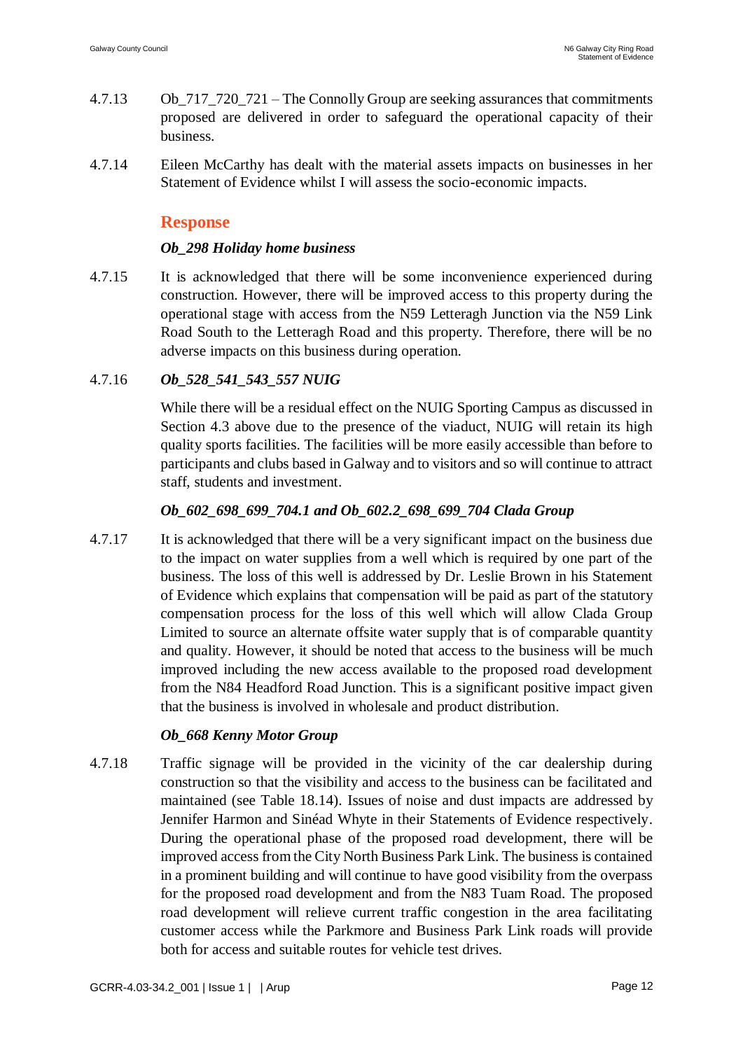4.7.13 Ob_717_720_721 – The Connolly Group are seeking assurances that commitments proposed are delivered in order to safeguard the operational capacity of their business.

4.7.14 Eileen McCarthy has dealt with the material assets impacts on businesses in her Statement of Evidence whilst I will assess the socio-economic impacts.

### Response

***Ob_298 Holiday home business***

4.7.15 It is acknowledged that there will be some inconvenience experienced during construction. However, there will be improved access to this property during the operational stage with access from the N59 Letteragh Junction via the N59 Link Road South to the Letteragh Road and this property. Therefore, there will be no adverse impacts on this business during operation.

4.7.16 ***Ob_528_541_543_557 NUIG***

While there will be a residual effect on the NUIG Sporting Campus as discussed in Section 4.3 above due to the presence of the viaduct, NUIG will retain its high quality sports facilities. The facilities will be more easily accessible than before to participants and clubs based in Galway and to visitors and so will continue to attract staff, students and investment.

***Ob_602_698_699_704.1 and Ob_602.2_698_699_704 Clada Group***

4.7.17 It is acknowledged that there will be a very significant impact on the business due to the impact on water supplies from a well which is required by one part of the business. The loss of this well is addressed by Dr. Leslie Brown in his Statement of Evidence which explains that compensation will be paid as part of the statutory compensation process for the loss of this well which will allow Clada Group Limited to source an alternate offsite water supply that is of comparable quantity and quality. However, it should be noted that access to the business will be much improved including the new access available to the proposed road development from the N84 Headford Road Junction. This is a significant positive impact given that the business is involved in wholesale and product distribution.

***Ob_668 Kenny Motor Group***

4.7.18 Traffic signage will be provided in the vicinity of the car dealership during construction so that the visibility and access to the business can be facilitated and maintained (see Table 18.14). Issues of noise and dust impacts are addressed by Jennifer Harmon and Sinéad Whyte in their Statements of Evidence respectively. During the operational phase of the proposed road development, there will be improved access from the City North Business Park Link. The business is contained in a prominent building and will continue to have good visibility from the overpass for the proposed road development and from the N83 Tuam Road. The proposed road development will relieve current traffic congestion in the area facilitating customer access while the Parkmore and Business Park Link roads will provide both for access and suitable routes for vehicle test drives.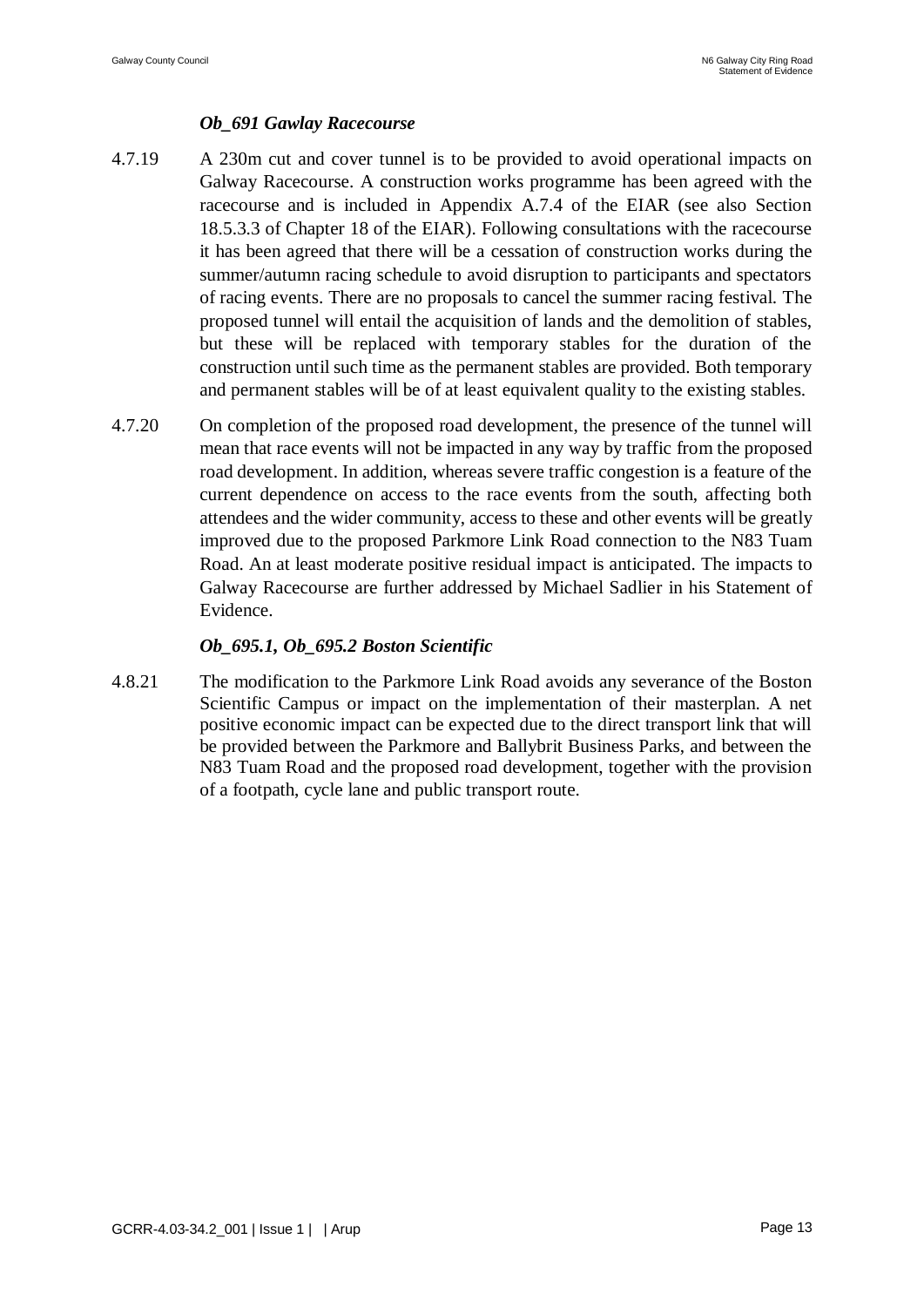*Ob_691 Gawlay Racecourse*

4.7.19 A 230m cut and cover tunnel is to be provided to avoid operational impacts on Galway Racecourse. A construction works programme has been agreed with the racecourse and is included in Appendix A.7.4 of the EIAR (see also Section 18.5.3.3 of Chapter 18 of the EIAR). Following consultations with the racecourse it has been agreed that there will be a cessation of construction works during the summer/autumn racing schedule to avoid disruption to participants and spectators of racing events. There are no proposals to cancel the summer racing festival. The proposed tunnel will entail the acquisition of lands and the demolition of stables, but these will be replaced with temporary stables for the duration of the construction until such time as the permanent stables are provided. Both temporary and permanent stables will be of at least equivalent quality to the existing stables.

4.7.20 On completion of the proposed road development, the presence of the tunnel will mean that race events will not be impacted in any way by traffic from the proposed road development. In addition, whereas severe traffic congestion is a feature of the current dependence on access to the race events from the south, affecting both attendees and the wider community, access to these and other events will be greatly improved due to the proposed Parkmore Link Road connection to the N83 Tuam Road. An at least moderate positive residual impact is anticipated. The impacts to Galway Racecourse are further addressed by Michael Sadlier in his Statement of Evidence.

*Ob_695.1, Ob_695.2 Boston Scientific*

4.8.21 The modification to the Parkmore Link Road avoids any severance of the Boston Scientific Campus or impact on the implementation of their masterplan. A net positive economic impact can be expected due to the direct transport link that will be provided between the Parkmore and Ballybrit Business Parks, and between the N83 Tuam Road and the proposed road development, together with the provision of a footpath, cycle lane and public transport route.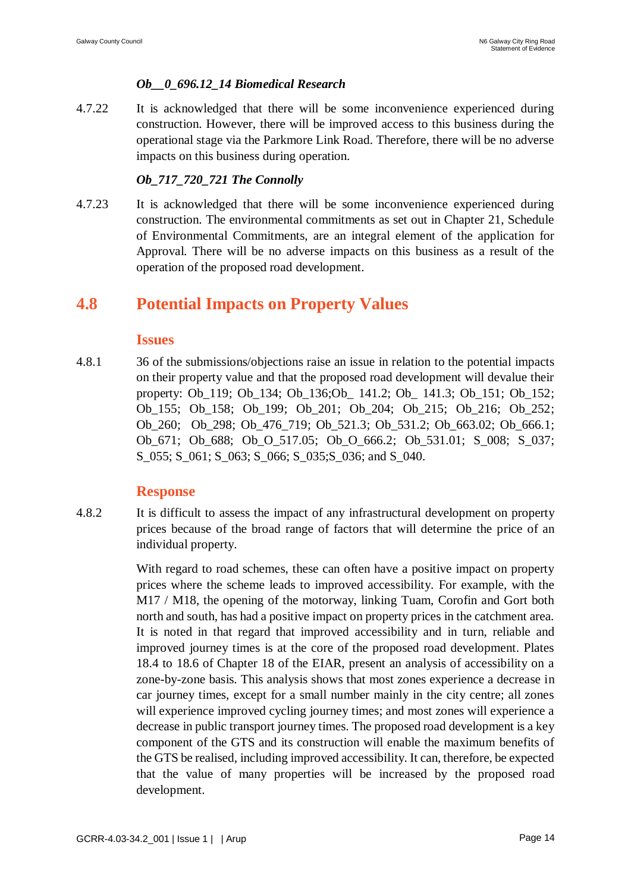*Ob__0_696.12_14 Biomedical Research*

4.7.22 It is acknowledged that there will be some inconvenience experienced during construction. However, there will be improved access to this business during the operational stage via the Parkmore Link Road. Therefore, there will be no adverse impacts on this business during operation.

*Ob_717_720_721 The Connolly*

4.7.23 It is acknowledged that there will be some inconvenience experienced during construction. The environmental commitments as set out in Chapter 21, Schedule of Environmental Commitments, are an integral element of the application for Approval. There will be no adverse impacts on this business as a result of the operation of the proposed road development.

## 4.8 Potential Impacts on Property Values

### Issues

4.8.1 36 of the submissions/objections raise an issue in relation to the potential impacts on their property value and that the proposed road development will devalue their property: Ob_119; Ob_134; Ob_136;Ob_ 141.2; Ob_ 141.3; Ob_151; Ob_152; Ob_155; Ob_158; Ob_199; Ob_201; Ob_204; Ob_215; Ob_216; Ob_252; Ob_260; Ob_298; Ob_476_719; Ob_521.3; Ob_531.2; Ob_663.02; Ob_666.1; Ob_671; Ob_688; Ob_O_517.05; Ob_O_666.2; Ob_531.01; S_008; S_037; S_055; S_061; S_063; S_066; S_035;S_036; and S_040.

### Response

4.8.2 It is difficult to assess the impact of any infrastructural development on property prices because of the broad range of factors that will determine the price of an individual property.

With regard to road schemes, these can often have a positive impact on property prices where the scheme leads to improved accessibility. For example, with the M17 / M18, the opening of the motorway, linking Tuam, Corofin and Gort both north and south, has had a positive impact on property prices in the catchment area. It is noted in that regard that improved accessibility and in turn, reliable and improved journey times is at the core of the proposed road development. Plates 18.4 to 18.6 of Chapter 18 of the EIAR, present an analysis of accessibility on a zone-by-zone basis. This analysis shows that most zones experience a decrease in car journey times, except for a small number mainly in the city centre; all zones will experience improved cycling journey times; and most zones will experience a decrease in public transport journey times. The proposed road development is a key component of the GTS and its construction will enable the maximum benefits of the GTS be realised, including improved accessibility. It can, therefore, be expected that the value of many properties will be increased by the proposed road development.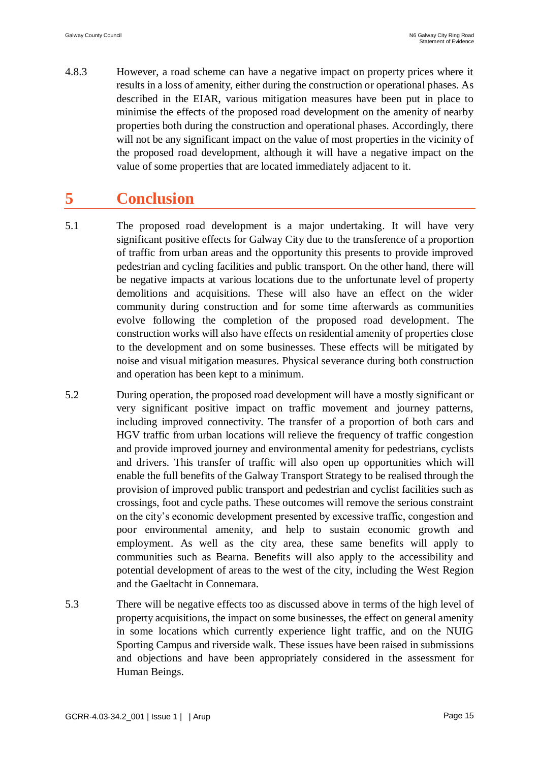4.8.3 However, a road scheme can have a negative impact on property prices where it results in a loss of amenity, either during the construction or operational phases. As described in the EIAR, various mitigation measures have been put in place to minimise the effects of the proposed road development on the amenity of nearby properties both during the construction and operational phases. Accordingly, there will not be any significant impact on the value of most properties in the vicinity of the proposed road development, although it will have a negative impact on the value of some properties that are located immediately adjacent to it.

# 5 Conclusion

5.1 The proposed road development is a major undertaking. It will have very significant positive effects for Galway City due to the transference of a proportion of traffic from urban areas and the opportunity this presents to provide improved pedestrian and cycling facilities and public transport. On the other hand, there will be negative impacts at various locations due to the unfortunate level of property demolitions and acquisitions. These will also have an effect on the wider community during construction and for some time afterwards as communities evolve following the completion of the proposed road development. The construction works will also have effects on residential amenity of properties close to the development and on some businesses. These effects will be mitigated by noise and visual mitigation measures. Physical severance during both construction and operation has been kept to a minimum.

5.2 During operation, the proposed road development will have a mostly significant or very significant positive impact on traffic movement and journey patterns, including improved connectivity. The transfer of a proportion of both cars and HGV traffic from urban locations will relieve the frequency of traffic congestion and provide improved journey and environmental amenity for pedestrians, cyclists and drivers. This transfer of traffic will also open up opportunities which will enable the full benefits of the Galway Transport Strategy to be realised through the provision of improved public transport and pedestrian and cyclist facilities such as crossings, foot and cycle paths. These outcomes will remove the serious constraint on the city's economic development presented by excessive traffic, congestion and poor environmental amenity, and help to sustain economic growth and employment. As well as the city area, these same benefits will apply to communities such as Bearna. Benefits will also apply to the accessibility and potential development of areas to the west of the city, including the West Region and the Gaeltacht in Connemara.

5.3 There will be negative effects too as discussed above in terms of the high level of property acquisitions, the impact on some businesses, the effect on general amenity in some locations which currently experience light traffic, and on the NUIG Sporting Campus and riverside walk. These issues have been raised in submissions and objections and have been appropriately considered in the assessment for Human Beings.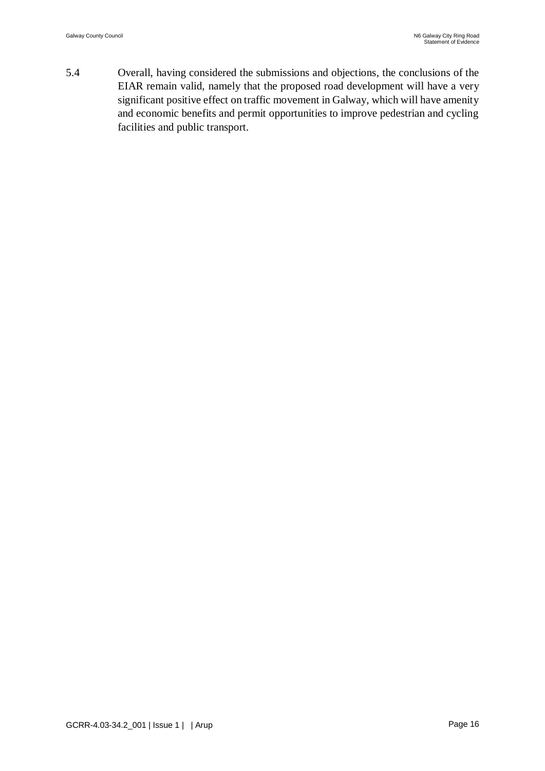5.4 Overall, having considered the submissions and objections, the conclusions of the EIAR remain valid, namely that the proposed road development will have a very significant positive effect on traffic movement in Galway, which will have amenity and economic benefits and permit opportunities to improve pedestrian and cycling facilities and public transport.